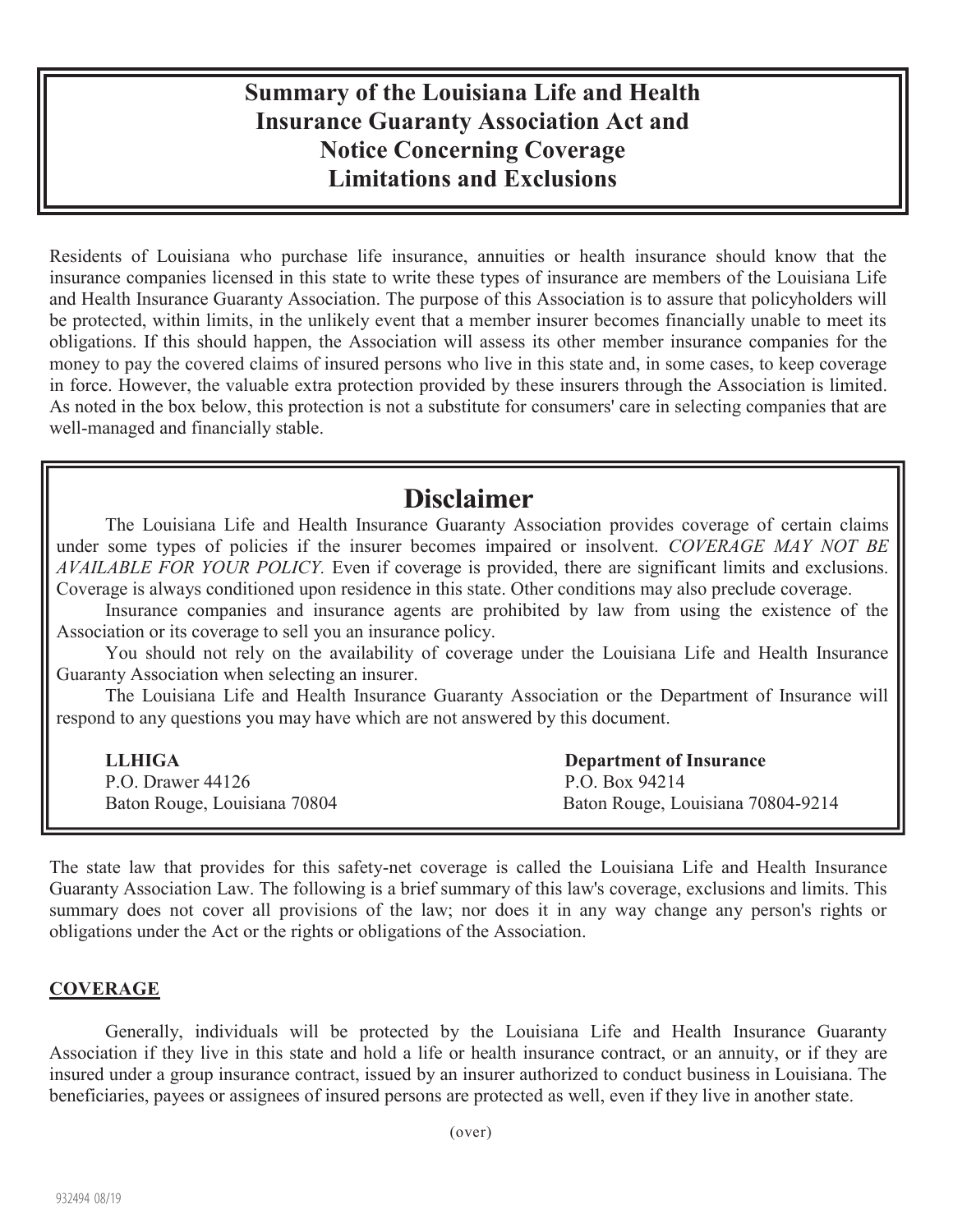# Summary of the Louisiana Life and Health Insurance Guaranty Association Act and Notice Concerning Coverage Limitations and Exclusions

Residents of Louisiana who purchase life insurance, annuities or health insurance should know that the insurance companies licensed in this state to write these types of insurance are members of the Louisiana Life and Health Insurance Guaranty Association. The purpose of this Association is to assure that policyholders will be protected, within limits, in the unlikely event that a member insurer becomes financially unable to meet its obligations. If this should happen, the Association will assess its other member insurance companies for the money to pay the covered claims of insured persons who live in this state and, in some cases, to keep coverage in force. However, the valuable extra protection provided by these insurers through the Association is limited. As noted in the box below, this protection is not a substitute for consumers' care in selecting companies that are well-managed and financially stable.

## Disclaimer

The Louisiana Life and Health Insurance Guaranty Association provides coverage of certain claims under some types of policies if the insurer becomes impaired or insolvent. *COVERAGE MAY NOT BE AVAILABLE FOR YOUR POLICY.* Even if coverage is provided, there are significant limits and exclusions. Coverage is always conditioned upon residence in this state. Other conditions may also preclude coverage.

Insurance companies and insurance agents are prohibited by law from using the existence of the Association or its coverage to sell you an insurance policy.

You should not rely on the availability of coverage under the Louisiana Life and Health Insurance Guaranty Association when selecting an insurer.

The Louisiana Life and Health Insurance Guaranty Association or the Department of Insurance will respond to any questions you may have which are not answered by this document.

**LLHIGA**
P.O. Drawer 44126
Baton Rouge, Louisiana 70804

**Department of Insurance**
P.O. Box 94214
Baton Rouge, Louisiana 70804-9214

The state law that provides for this safety-net coverage is called the Louisiana Life and Health Insurance Guaranty Association Law. The following is a brief summary of this law's coverage, exclusions and limits. This summary does not cover all provisions of the law; nor does it in any way change any person's rights or obligations under the Act or the rights or obligations of the Association.

**COVERAGE**

Generally, individuals will be protected by the Louisiana Life and Health Insurance Guaranty Association if they live in this state and hold a life or health insurance contract, or an annuity, or if they are insured under a group insurance contract, issued by an insurer authorized to conduct business in Louisiana. The beneficiaries, payees or assignees of insured persons are protected as well, even if they live in another state.

(over)

932494 08/19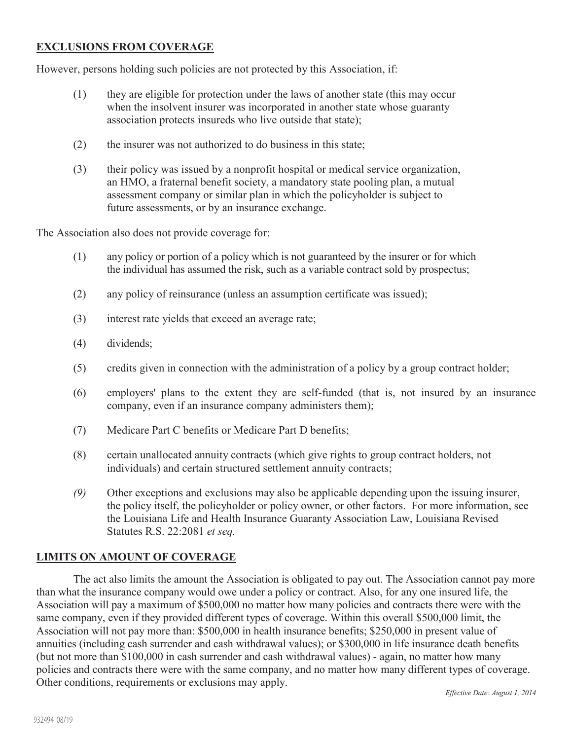## **EXCLUSIONS FROM COVERAGE**

However, persons holding such policies are not protected by this Association, if:

(1) they are eligible for protection under the laws of another state (this may occur when the insolvent insurer was incorporated in another state whose guaranty association protects insureds who live outside that state);

(2) the insurer was not authorized to do business in this state;

(3) their policy was issued by a nonprofit hospital or medical service organization, an HMO, a fraternal benefit society, a mandatory state pooling plan, a mutual assessment company or similar plan in which the policyholder is subject to future assessments, or by an insurance exchange.

The Association also does not provide coverage for:

(1) any policy or portion of a policy which is not guaranteed by the insurer or for which the individual has assumed the risk, such as a variable contract sold by prospectus;

(2) any policy of reinsurance (unless an assumption certificate was issued);

(3) interest rate yields that exceed an average rate;

(4) dividends;

(5) credits given in connection with the administration of a policy by a group contract holder;

(6) employers' plans to the extent they are self-funded (that is, not insured by an insurance company, even if an insurance company administers them);

(7) Medicare Part C benefits or Medicare Part D benefits;

(8) certain unallocated annuity contracts (which give rights to group contract holders, not individuals) and certain structured settlement annuity contracts;

*(9)* Other exceptions and exclusions may also be applicable depending upon the issuing insurer, the policy itself, the policyholder or policy owner, or other factors. For more information, see the Louisiana Life and Health Insurance Guaranty Association Law, Louisiana Revised Statutes R.S. 22:2081 *et seq.*

## **LIMITS ON AMOUNT OF COVERAGE**

The act also limits the amount the Association is obligated to pay out. The Association cannot pay more than what the insurance company would owe under a policy or contract. Also, for any one insured life, the Association will pay a maximum of $500,000 no matter how many policies and contracts there were with the same company, even if they provided different types of coverage. Within this overall $500,000 limit, the Association will not pay more than: $500,000 in health insurance benefits; $250,000 in present value of annuities (including cash surrender and cash withdrawal values); or $300,000 in life insurance death benefits (but not more than $100,000 in cash surrender and cash withdrawal values) - again, no matter how many policies and contracts there were with the same company, and no matter how many different types of coverage. Other conditions, requirements or exclusions may apply.

*Effective Date: August 1, 2014*

932494 08/19